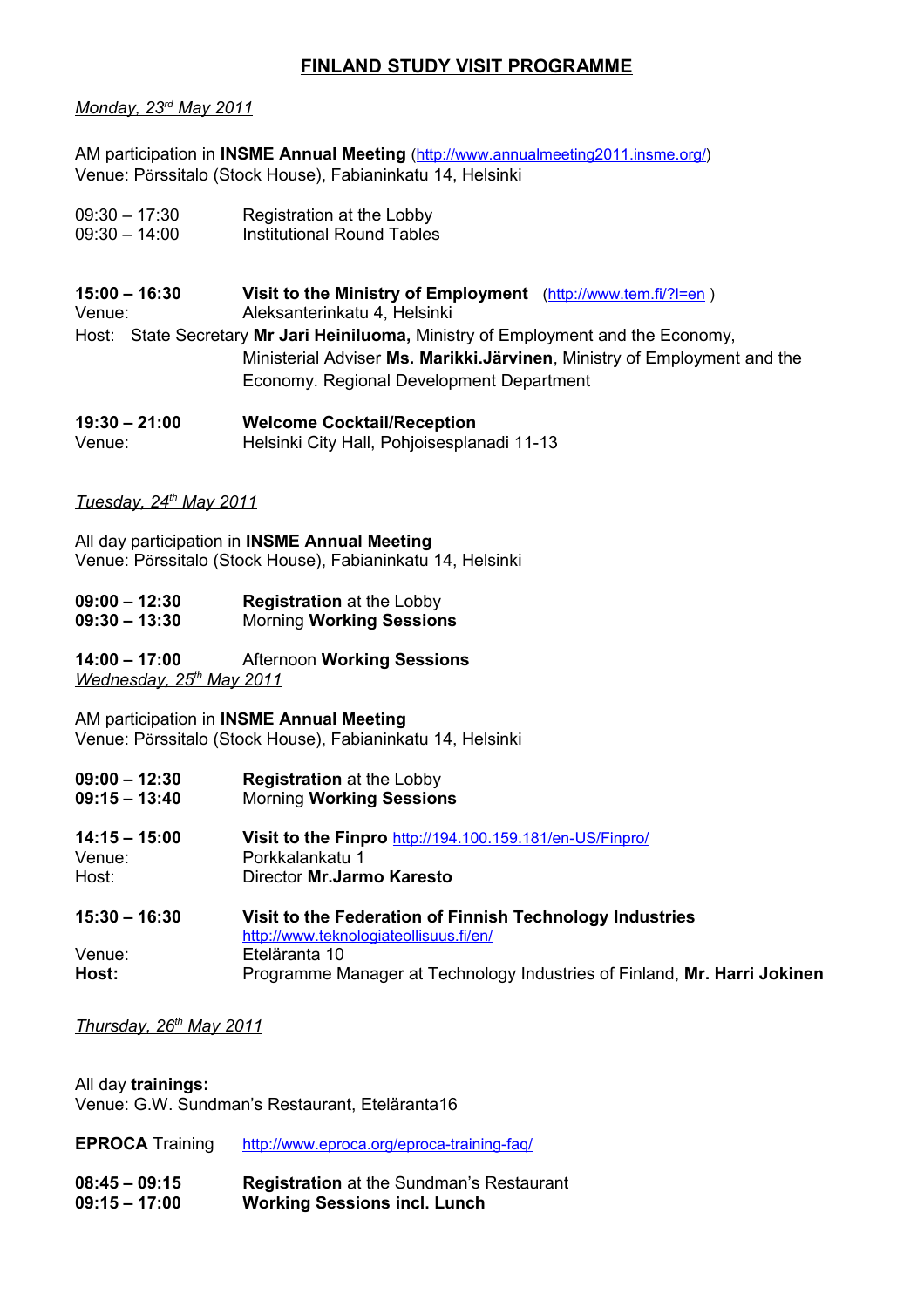# FINLAND STUDY VISIT PROGRAMME

*Monday, 23rd May 2011*

AM participation in **INSME Annual Meeting** (http://www.annualmeeting2011.insme.org/)
Venue: Pörssitalo (Stock House), Fabianinkatu 14, Helsinki

09:30 – 17:30 Registration at the Lobby
09:30 – 14:00 Institutional Round Tables

**15:00 – 16:30** **Visit to the Ministry of Employment** (http://www.tem.fi/?l=en )
Venue: Aleksanterinkatu 4, Helsinki
Host: State Secretary **Mr Jari Heiniluoma,** Ministry of Employment and the Economy, Ministerial Adviser **Ms. Marikki.Järvinen**, Ministry of Employment and the Economy. Regional Development Department

**19:30 – 21:00** **Welcome Cocktail/Reception**
Venue: Helsinki City Hall, Pohjoisesplanadi 11-13

*Tuesday, 24th May 2011*

All day participation in **INSME Annual Meeting**
Venue: Pörssitalo (Stock House), Fabianinkatu 14, Helsinki

**09:00 – 12:30** **Registration** at the Lobby
**09:30 – 13:30** Morning **Working Sessions**

**14:00 – 17:00** Afternoon **Working Sessions**

*Wednesday, 25th May 2011*

AM participation in **INSME Annual Meeting**
Venue: Pörssitalo (Stock House), Fabianinkatu 14, Helsinki

**09:00 – 12:30** **Registration** at the Lobby
**09:15 – 13:40** Morning **Working Sessions**

**14:15 – 15:00** **Visit to the Finpro** http://194.100.159.181/en-US/Finpro/
Venue: Porkkalankatu 1
Host: Director **Mr.Jarmo Karesto**

**15:30 – 16:30** **Visit to the Federation of Finnish Technology Industries** http://www.teknologiateollisuus.fi/en/
Venue: Eteläranta 10
**Host:** Programme Manager at Technology Industries of Finland, **Mr. Harri Jokinen**

*Thursday, 26th May 2011*

All day **trainings:**
Venue: G.W. Sundman's Restaurant, Eteläranta16

**EPROCA** Training http://www.eproca.org/eproca-training-faq/

**08:45 – 09:15** **Registration** at the Sundman's Restaurant
**09:15 – 17:00** **Working Sessions incl. Lunch**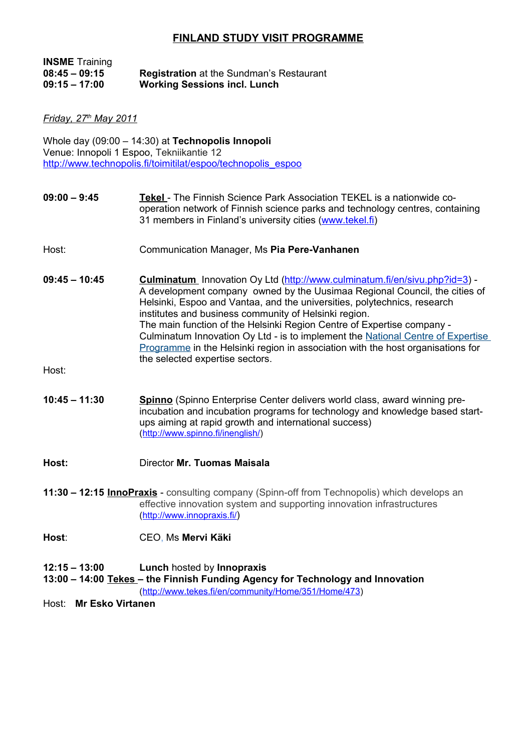**FINLAND STUDY VISIT PROGRAMME**

**INSME** Training
**08:45 – 09:15** **Registration** at the Sundman's Restaurant
**09:15 – 17:00** **Working Sessions incl. Lunch**

*Friday, 27th May 2011*

Whole day (09:00 – 14:30) at **Technopolis Innopoli**
Venue: Innopoli 1 Espoo, Tekniikantie 12
http://www.technopolis.fi/toimitilat/espoo/technopolis_espoo

**09:00 – 9:45** **Tekel** - The Finnish Science Park Association TEKEL is a nationwide co-operation network of Finnish science parks and technology centres, containing 31 members in Finland's university cities (www.tekel.fi)

Host: Communication Manager, Ms **Pia Pere-Vanhanen**

**09:45 – 10:45** **Culminatum** Innovation Oy Ltd (http://www.culminatum.fi/en/sivu.php?id=3) - A development company owned by the Uusimaa Regional Council, the cities of Helsinki, Espoo and Vantaa, and the universities, polytechnics, research institutes and business community of Helsinki region.
The main function of the Helsinki Region Centre of Expertise company - Culminatum Innovation Oy Ltd - is to implement the National Centre of Expertise Programme in the Helsinki region in association with the host organisations for the selected expertise sectors.

Host:

**10:45 – 11:30** **Spinno** (Spinno Enterprise Center delivers world class, award winning pre-incubation and incubation programs for technology and knowledge based start-ups aiming at rapid growth and international success) (http://www.spinno.fi/inenglish/)

**Host:** Director **Mr. Tuomas Maisala**

**11:30 – 12:15** **InnoPraxis** - consulting company (Spinn-off from Technopolis) which develops an effective innovation system and supporting innovation infrastructures (http://www.innopraxis.fi/)

**Host**: CEO, Ms **Mervi Käki**

**12:15 – 13:00** **Lunch** hosted by **Innopraxis**
**13:00 – 14:00** **Tekes – the Finnish Funding Agency for Technology and Innovation** (http://www.tekes.fi/en/community/Home/351/Home/473)
Host: **Mr Esko Virtanen**